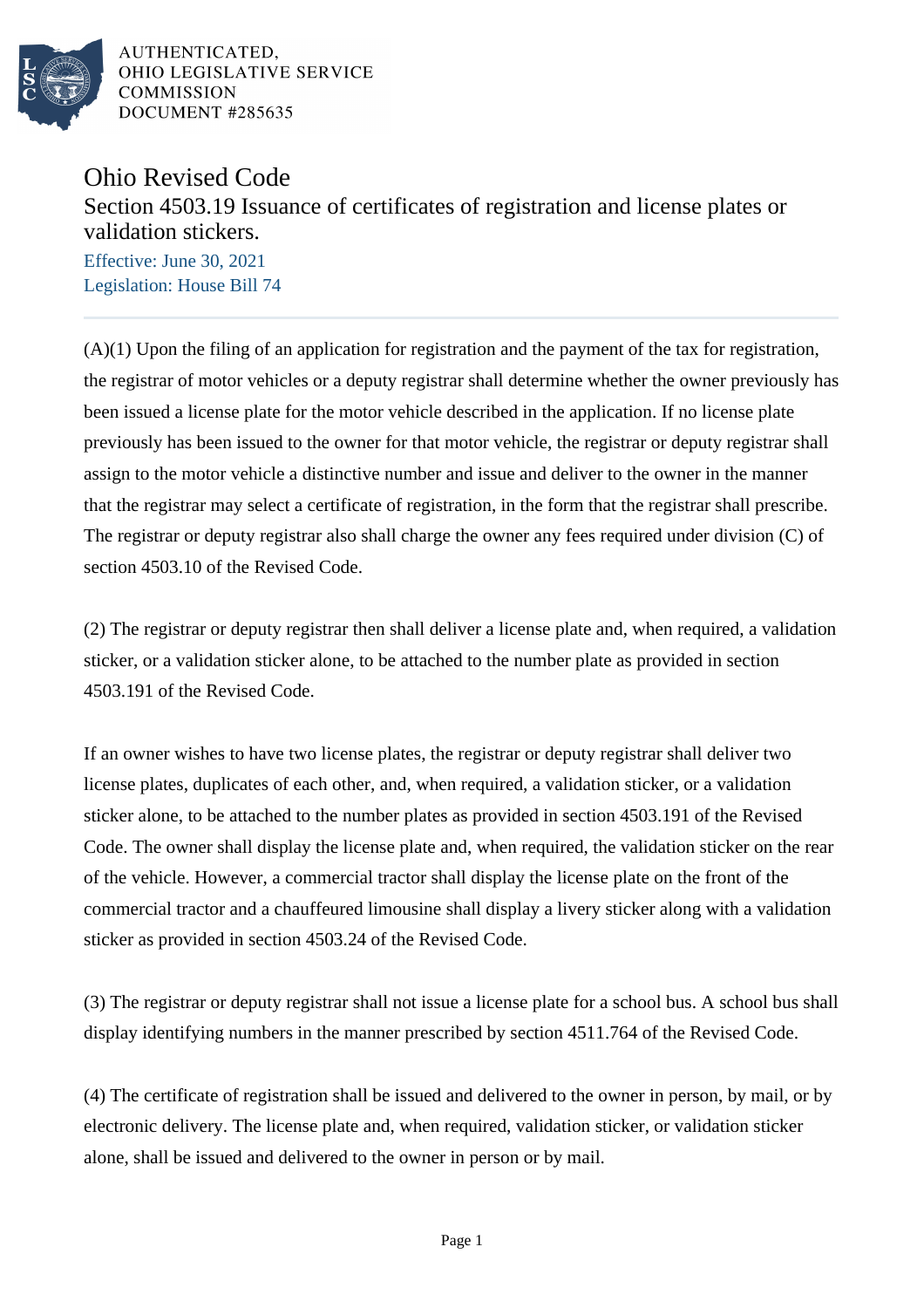AUTHENTICATED,
OHIO LEGISLATIVE SERVICE
COMMISSION
DOCUMENT #285635

# Ohio Revised Code

## Section 4503.19 Issuance of certificates of registration and license plates or validation stickers.

Effective: June 30, 2021
Legislation: House Bill 74

(A)(1) Upon the filing of an application for registration and the payment of the tax for registration, the registrar of motor vehicles or a deputy registrar shall determine whether the owner previously has been issued a license plate for the motor vehicle described in the application. If no license plate previously has been issued to the owner for that motor vehicle, the registrar or deputy registrar shall assign to the motor vehicle a distinctive number and issue and deliver to the owner in the manner that the registrar may select a certificate of registration, in the form that the registrar shall prescribe. The registrar or deputy registrar also shall charge the owner any fees required under division (C) of section 4503.10 of the Revised Code.

(2) The registrar or deputy registrar then shall deliver a license plate and, when required, a validation sticker, or a validation sticker alone, to be attached to the number plate as provided in section 4503.191 of the Revised Code.

If an owner wishes to have two license plates, the registrar or deputy registrar shall deliver two license plates, duplicates of each other, and, when required, a validation sticker, or a validation sticker alone, to be attached to the number plates as provided in section 4503.191 of the Revised Code. The owner shall display the license plate and, when required, the validation sticker on the rear of the vehicle. However, a commercial tractor shall display the license plate on the front of the commercial tractor and a chauffeured limousine shall display a livery sticker along with a validation sticker as provided in section 4503.24 of the Revised Code.

(3) The registrar or deputy registrar shall not issue a license plate for a school bus. A school bus shall display identifying numbers in the manner prescribed by section 4511.764 of the Revised Code.

(4) The certificate of registration shall be issued and delivered to the owner in person, by mail, or by electronic delivery. The license plate and, when required, validation sticker, or validation sticker alone, shall be issued and delivered to the owner in person or by mail.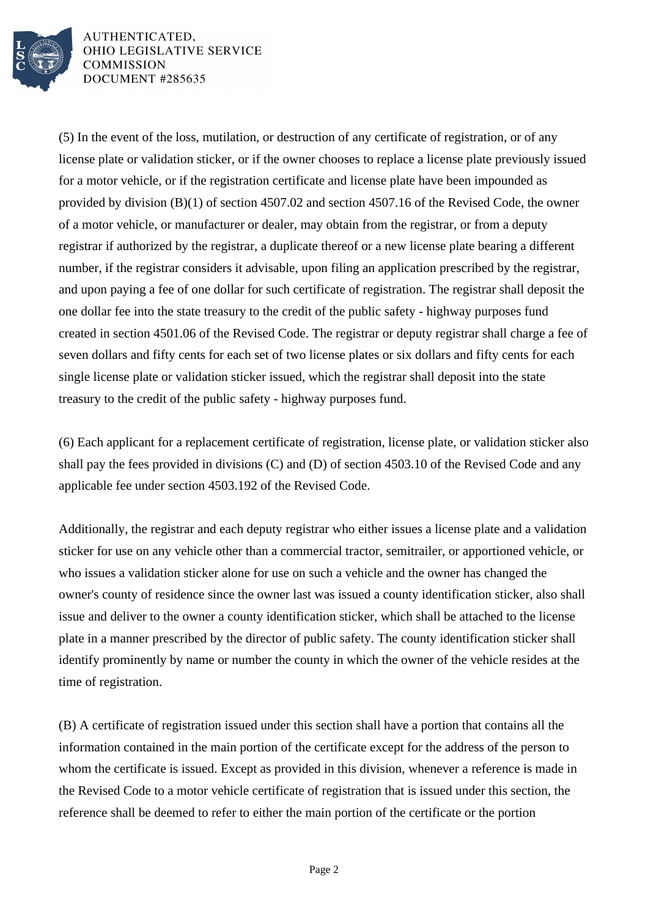(5) In the event of the loss, mutilation, or destruction of any certificate of registration, or of any license plate or validation sticker, or if the owner chooses to replace a license plate previously issued for a motor vehicle, or if the registration certificate and license plate have been impounded as provided by division (B)(1) of section 4507.02 and section 4507.16 of the Revised Code, the owner of a motor vehicle, or manufacturer or dealer, may obtain from the registrar, or from a deputy registrar if authorized by the registrar, a duplicate thereof or a new license plate bearing a different number, if the registrar considers it advisable, upon filing an application prescribed by the registrar, and upon paying a fee of one dollar for such certificate of registration. The registrar shall deposit the one dollar fee into the state treasury to the credit of the public safety - highway purposes fund created in section 4501.06 of the Revised Code. The registrar or deputy registrar shall charge a fee of seven dollars and fifty cents for each set of two license plates or six dollars and fifty cents for each single license plate or validation sticker issued, which the registrar shall deposit into the state treasury to the credit of the public safety - highway purposes fund.

(6) Each applicant for a replacement certificate of registration, license plate, or validation sticker also shall pay the fees provided in divisions (C) and (D) of section 4503.10 of the Revised Code and any applicable fee under section 4503.192 of the Revised Code.

Additionally, the registrar and each deputy registrar who either issues a license plate and a validation sticker for use on any vehicle other than a commercial tractor, semitrailer, or apportioned vehicle, or who issues a validation sticker alone for use on such a vehicle and the owner has changed the owner's county of residence since the owner last was issued a county identification sticker, also shall issue and deliver to the owner a county identification sticker, which shall be attached to the license plate in a manner prescribed by the director of public safety. The county identification sticker shall identify prominently by name or number the county in which the owner of the vehicle resides at the time of registration.

(B) A certificate of registration issued under this section shall have a portion that contains all the information contained in the main portion of the certificate except for the address of the person to whom the certificate is issued. Except as provided in this division, whenever a reference is made in the Revised Code to a motor vehicle certificate of registration that is issued under this section, the reference shall be deemed to refer to either the main portion of the certificate or the portion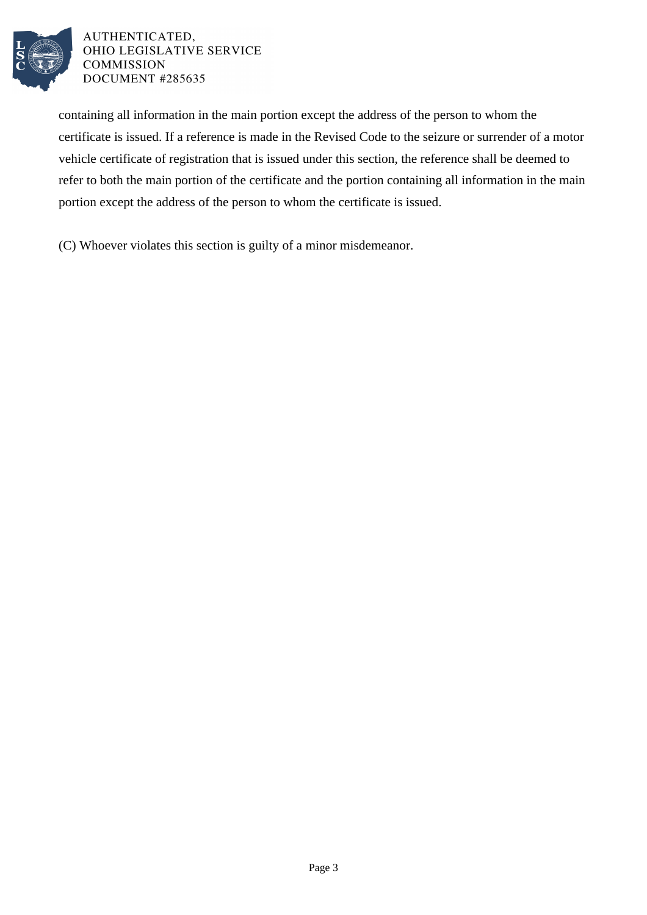containing all information in the main portion except the address of the person to whom the certificate is issued. If a reference is made in the Revised Code to the seizure or surrender of a motor vehicle certificate of registration that is issued under this section, the reference shall be deemed to refer to both the main portion of the certificate and the portion containing all information in the main portion except the address of the person to whom the certificate is issued.

(C) Whoever violates this section is guilty of a minor misdemeanor.